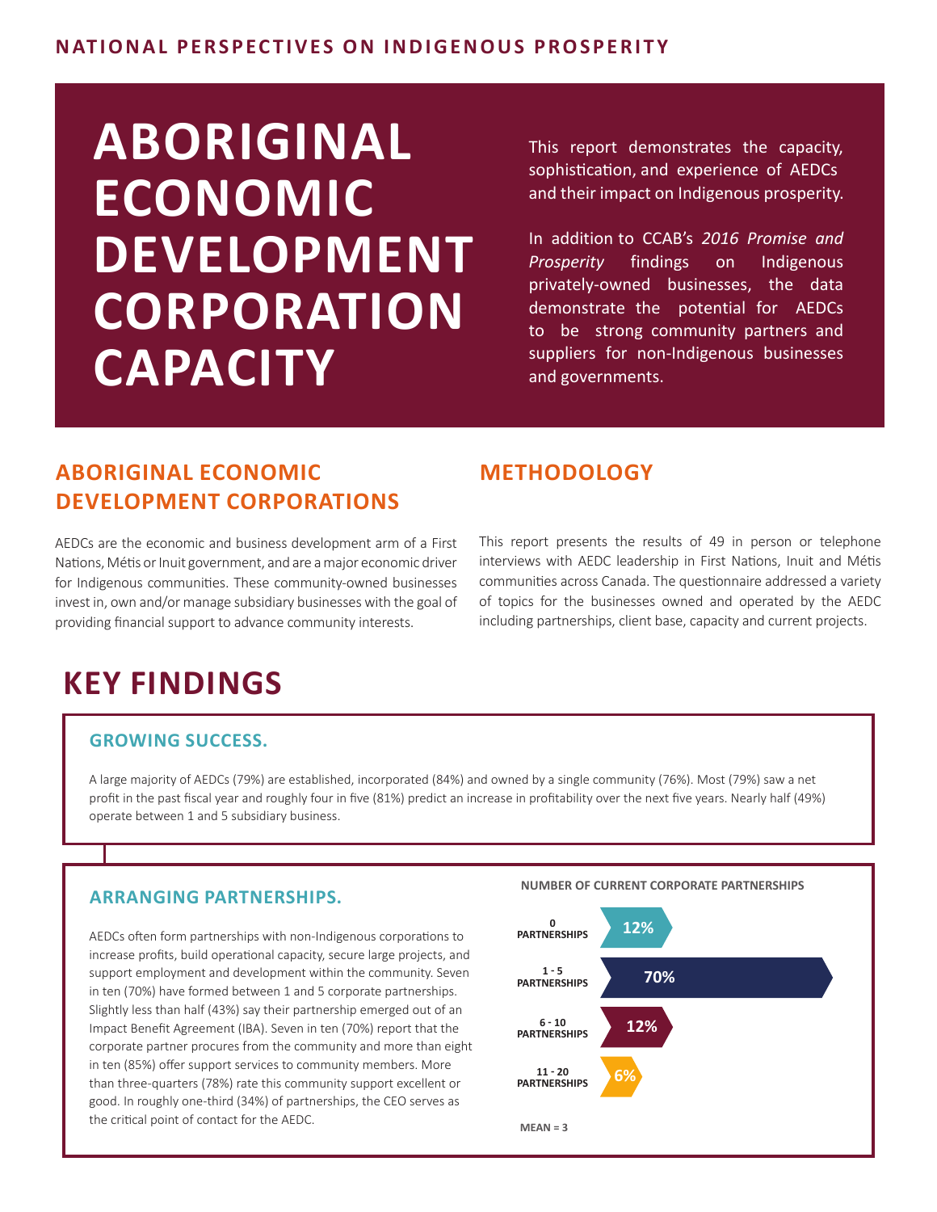NATIONAL PERSPECTIVES ON INDIGENOUS PROSPERITY

# ABORIGINAL ECONOMIC DEVELOPMENT CORPORATION CAPACITY

This report demonstrates the capacity, sophistication, and experience of AEDCs and their impact on Indigenous prosperity.

In addition to CCAB's *2016 Promise and Prosperity* findings on Indigenous privately-owned businesses, the data demonstrate the potential for AEDCs to be strong community partners and suppliers for non-Indigenous businesses and governments.

## ABORIGINAL ECONOMIC DEVELOPMENT CORPORATIONS

AEDCs are the economic and business development arm of a First Nations, Métis or Inuit government, and are a major economic driver for Indigenous communities. These community-owned businesses invest in, own and/or manage subsidiary businesses with the goal of providing financial support to advance community interests.

## METHODOLOGY

This report presents the results of 49 in person or telephone interviews with AEDC leadership in First Nations, Inuit and Métis communities across Canada. The questionnaire addressed a variety of topics for the businesses owned and operated by the AEDC including partnerships, client base, capacity and current projects.

# KEY FINDINGS

### GROWING SUCCESS.

A large majority of AEDCs (79%) are established, incorporated (84%) and owned by a single community (76%). Most (79%) saw a net profit in the past fiscal year and roughly four in five (81%) predict an increase in profitability over the next five years. Nearly half (49%) operate between 1 and 5 subsidiary business.

### ARRANGING PARTNERSHIPS.

AEDCs often form partnerships with non-Indigenous corporations to increase profits, build operational capacity, secure large projects, and support employment and development within the community. Seven in ten (70%) have formed between 1 and 5 corporate partnerships. Slightly less than half (43%) say their partnership emerged out of an Impact Benefit Agreement (IBA). Seven in ten (70%) report that the corporate partner procures from the community and more than eight in ten (85%) offer support services to community members. More than three-quarters (78%) rate this community support excellent or good. In roughly one-third (34%) of partnerships, the CEO serves as the critical point of contact for the AEDC.

NUMBER OF CURRENT CORPORATE PARTNERSHIPS

0 PARTNERSHIPS 12%

1 - 5 PARTNERSHIPS 70%

6 - 10 PARTNERSHIPS 12%

11 - 20 PARTNERSHIPS 6%

MEAN = 3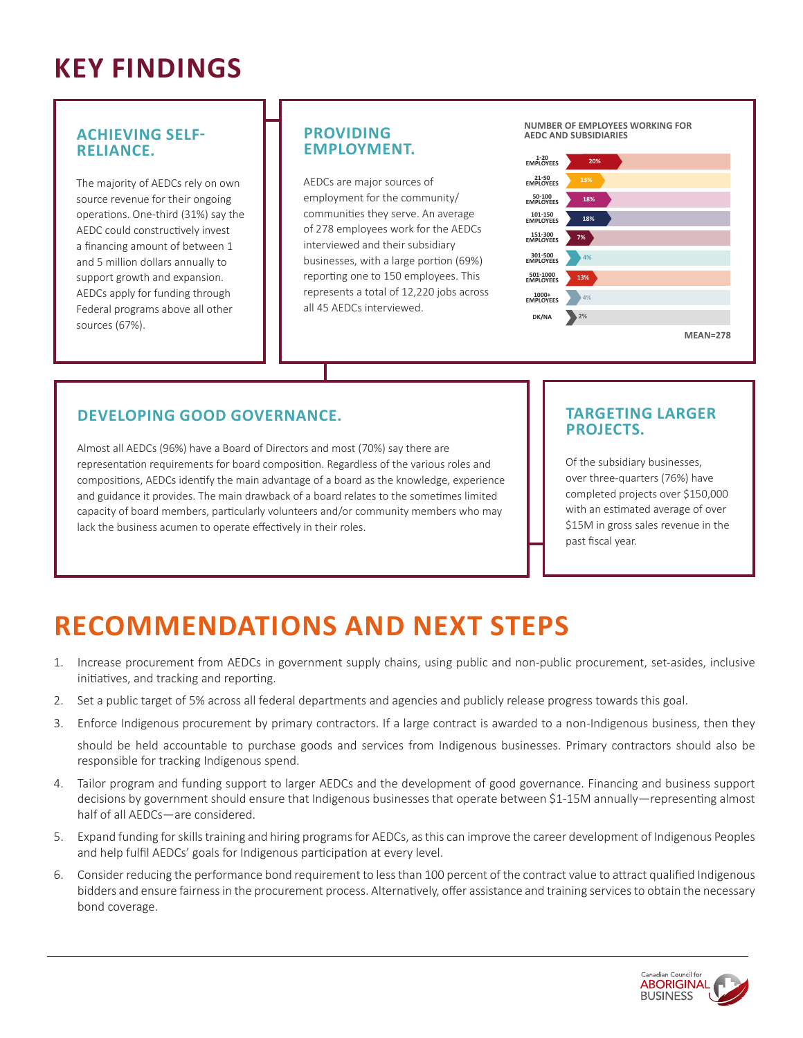# KEY FINDINGS

## ACHIEVING SELF-RELIANCE.

The majority of AEDCs rely on own source revenue for their ongoing operations. One-third (31%) say the AEDC could constructively invest a financing amount of between 1 and 5 million dollars annually to support growth and expansion. AEDCs apply for funding through Federal programs above all other sources (67%).

## PROVIDING EMPLOYMENT.

AEDCs are major sources of employment for the community/communities they serve. An average of 278 employees work for the AEDCs interviewed and their subsidiary businesses, with a large portion (69%) reporting one to 150 employees. This represents a total of 12,220 jobs across all 45 AEDCs interviewed.

NUMBER OF EMPLOYEES WORKING FOR AEDC AND SUBSIDIARIES

1-20 EMPLOYEES 20%
21-50 EMPLOYEES 13%
50-100 EMPLOYEES 18%
101-150 EMPLOYEES 18%
151-300 EMPLOYEES 7%
301-500 EMPLOYEES 4%
501-1000 EMPLOYEES 13%
1000+ EMPLOYEES 4%
DK/NA 2%

MEAN=278

## DEVELOPING GOOD GOVERNANCE.

Almost all AEDCs (96%) have a Board of Directors and most (70%) say there are representation requirements for board composition. Regardless of the various roles and compositions, AEDCs identify the main advantage of a board as the knowledge, experience and guidance it provides. The main drawback of a board relates to the sometimes limited capacity of board members, particularly volunteers and/or community members who may lack the business acumen to operate effectively in their roles.

## TARGETING LARGER PROJECTS.

Of the subsidiary businesses, over three-quarters (76%) have completed projects over $150,000 with an estimated average of over $15M in gross sales revenue in the past fiscal year.

# RECOMMENDATIONS AND NEXT STEPS

1. Increase procurement from AEDCs in government supply chains, using public and non-public procurement, set-asides, inclusive initiatives, and tracking and reporting.
2. Set a public target of 5% across all federal departments and agencies and publicly release progress towards this goal.
3. Enforce Indigenous procurement by primary contractors. If a large contract is awarded to a non-Indigenous business, then they should be held accountable to purchase goods and services from Indigenous businesses. Primary contractors should also be responsible for tracking Indigenous spend.
4. Tailor program and funding support to larger AEDCs and the development of good governance. Financing and business support decisions by government should ensure that Indigenous businesses that operate between $1-15M annually—representing almost half of all AEDCs—are considered.
5. Expand funding for skills training and hiring programs for AEDCs, as this can improve the career development of Indigenous Peoples and help fulfil AEDCs' goals for Indigenous participation at every level.
6. Consider reducing the performance bond requirement to less than 100 percent of the contract value to attract qualified Indigenous bidders and ensure fairness in the procurement process. Alternatively, offer assistance and training services to obtain the necessary bond coverage.

Canadian Council for ABORIGINAL BUSINESS